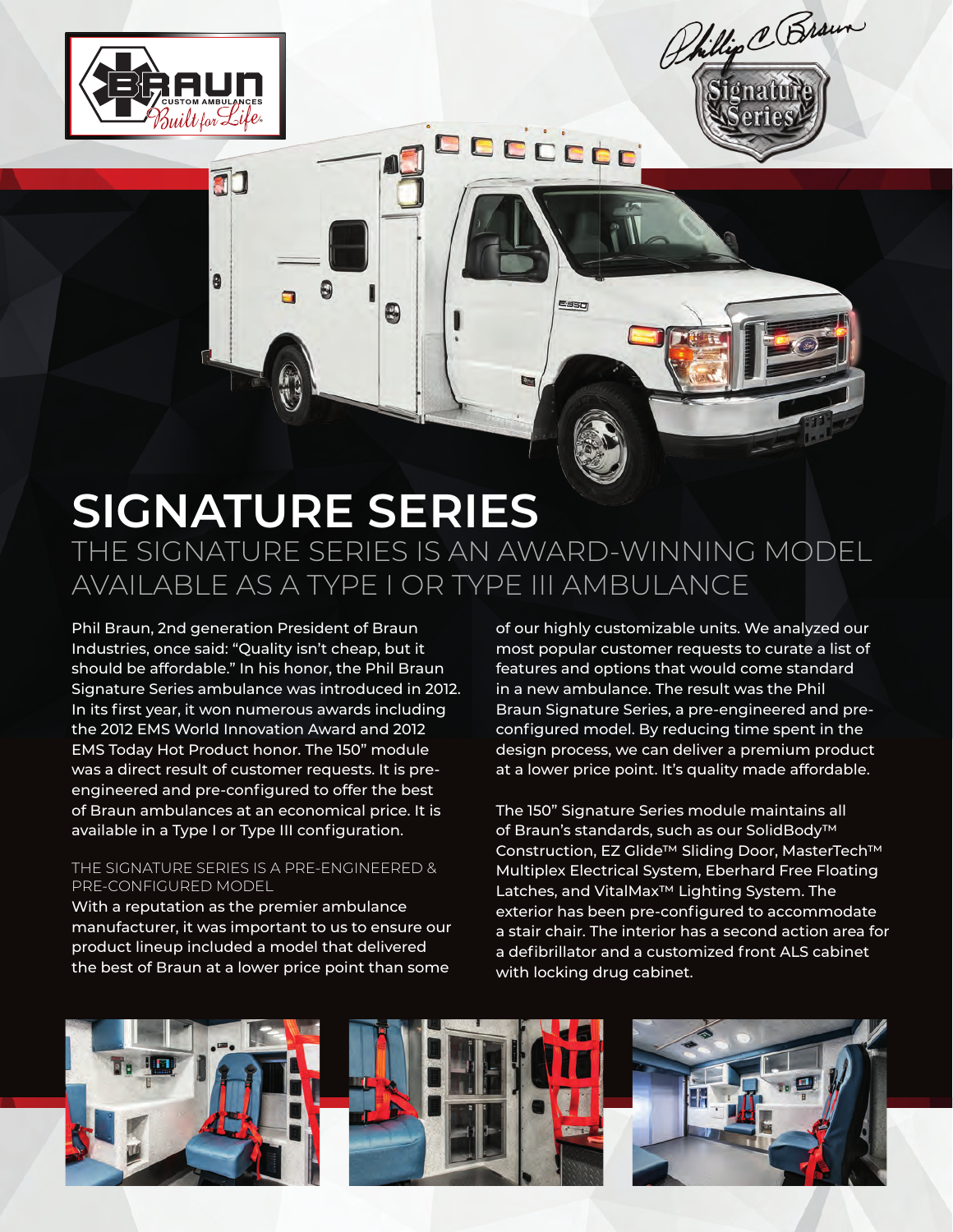# SIGNATURE SERIES

## THE SIGNATURE SERIES IS AN AWARD-WINNING MODEL AVAILABLE AS A TYPE I OR TYPE III AMBULANCE

Phil Braun, 2nd generation President of Braun Industries, once said: "Quality isn't cheap, but it should be affordable." In his honor, the Phil Braun Signature Series ambulance was introduced in 2012. In its first year, it won numerous awards including the 2012 EMS World Innovation Award and 2012 EMS Today Hot Product honor. The 150" module was a direct result of customer requests. It is pre-engineered and pre-configured to offer the best of Braun ambulances at an economical price. It is available in a Type I or Type III configuration.

### THE SIGNATURE SERIES IS A PRE-ENGINEERED & PRE-CONFIGURED MODEL

With a reputation as the premier ambulance manufacturer, it was important to us to ensure our product lineup included a model that delivered the best of Braun at a lower price point than some of our highly customizable units. We analyzed our most popular customer requests to curate a list of features and options that would come standard in a new ambulance. The result was the Phil Braun Signature Series, a pre-engineered and pre-configured model. By reducing time spent in the design process, we can deliver a premium product at a lower price point. It's quality made affordable.

The 150" Signature Series module maintains all of Braun's standards, such as our SolidBody™ Construction, EZ Glide™ Sliding Door, MasterTech™ Multiplex Electrical System, Eberhard Free Floating Latches, and VitalMax™ Lighting System. The exterior has been pre-configured to accommodate a stair chair. The interior has a second action area for a defibrillator and a customized front ALS cabinet with locking drug cabinet.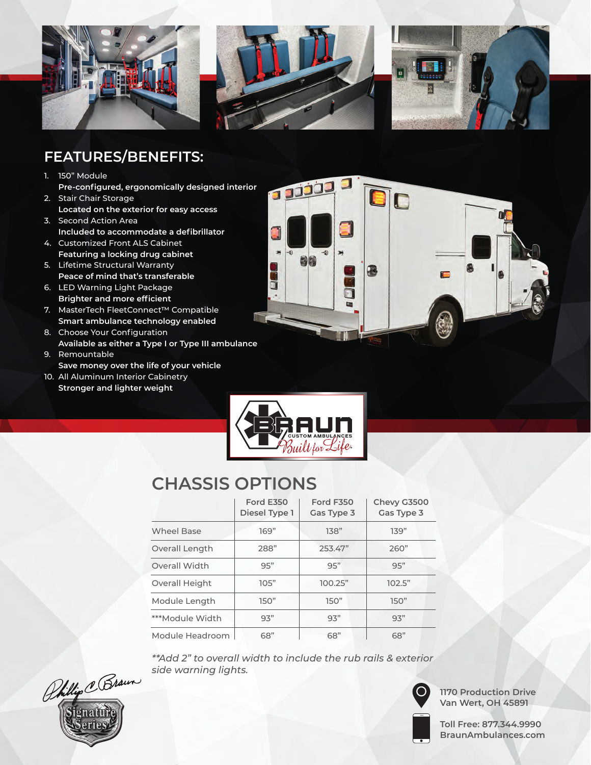## FEATURES/BENEFITS:

1. 150" Module
   **Pre-configured, ergonomically designed interior**
2. Stair Chair Storage
   **Located on the exterior for easy access**
3. Second Action Area
   **Included to accommodate a defibrillator**
4. Customized Front ALS Cabinet
   **Featuring a locking drug cabinet**
5. Lifetime Structural Warranty
   **Peace of mind that's transferable**
6. LED Warning Light Package
   **Brighter and more efficient**
7. MasterTech FleetConnect™ Compatible
   **Smart ambulance technology enabled**
8. Choose Your Configuration
   **Available as either a Type I or Type III ambulance**
9. Remountable
   **Save money over the life of your vehicle**
10. All Aluminum Interior Cabinetry
    **Stronger and lighter weight**

BRAUN CUSTOM AMBULANCES Built for Life.

## CHASSIS OPTIONS

| | Ford E350 Diesel Type 1 | Ford F350 Gas Type 3 | Chevy G3500 Gas Type 3 |
|---|---|---|---|
| Wheel Base | 169" | 138" | 139" |
| Overall Length | 288" | 253.47" | 260" |
| Overall Width | 95" | 95" | 95" |
| Overall Height | 105" | 100.25" | 102.5" |
| Module Length | 150" | 150" | 150" |
| ***Module Width | 93" | 93" | 93" |
| Module Headroom | 68" | 68" | 68" |

*\*\*Add 2" to overall width to include the rub rails & exterior side warning lights.*

Phillip C Braun
Signature Series

1170 Production Drive
Van Wert, OH 45891

Toll Free: 877.344.9990
BraunAmbulances.com